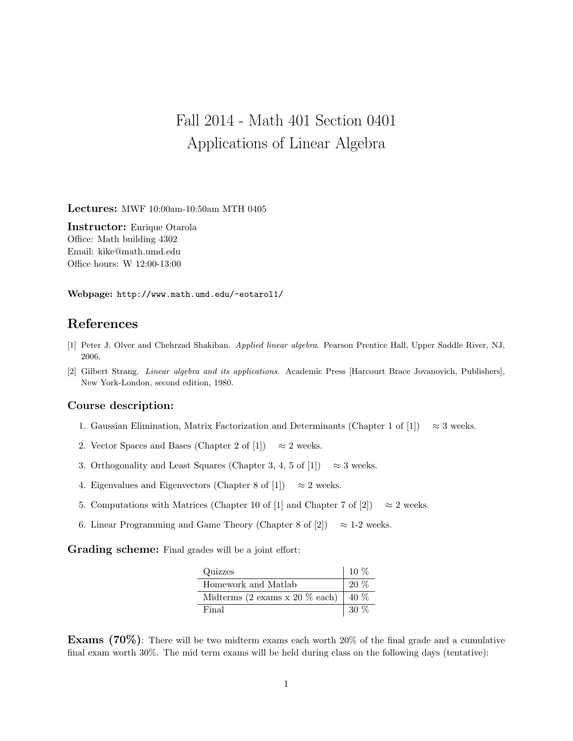# Fall 2014 - Math 401 Section 0401
# Applications of Linear Algebra

**Lectures:** MWF 10:00am-10:50am MTH 0405

**Instructor:** Enrique Otarola
Office: Math building 4302
Email: kike@math.umd.edu
Office hours: W 12:00-13:00

**Webpage:** `http://www.math.umd.edu/~eotarol1/`

## References

[1] Peter J. Olver and Chehrzad Shakiban. *Applied linear algebra*. Pearson Prentice Hall, Upper Saddle River, NJ, 2006.

[2] Gilbert Strang. *Linear algebra and its applications*. Academic Press [Harcourt Brace Jovanovich, Publishers], New York-London, second edition, 1980.

### Course description:

1. Gaussian Elimination, Matrix Factorization and Determinants (Chapter 1 of [1]) $\approx$ 3 weeks.
2. Vector Spaces and Bases (Chapter 2 of [1]) $\approx$ 2 weeks.
3. Orthogonality and Least Squares (Chapter 3, 4, 5 of [1]) $\approx$ 3 weeks.
4. Eigenvalues and Eigenvectors (Chapter 8 of [1]) $\approx$ 2 weeks.
5. Computations with Matrices (Chapter 10 of [1] and Chapter 7 of [2]) $\approx$ 2 weeks.
6. Linear Programming and Game Theory (Chapter 8 of [2]) $\approx$ 1-2 weeks.

**Grading scheme:** Final grades will be a joint effort:

| Quizzes | 10 % |
|---|---|
| Homework and Matlab | 20 % |
| Midterms (2 exams x 20 % each) | 40 % |
| Final | 30 % |

**Exams (70%)**: There will be two midterm exams each worth 20% of the final grade and a cumulative final exam worth 30%. The mid term exams will be held during class on the following days (tentative):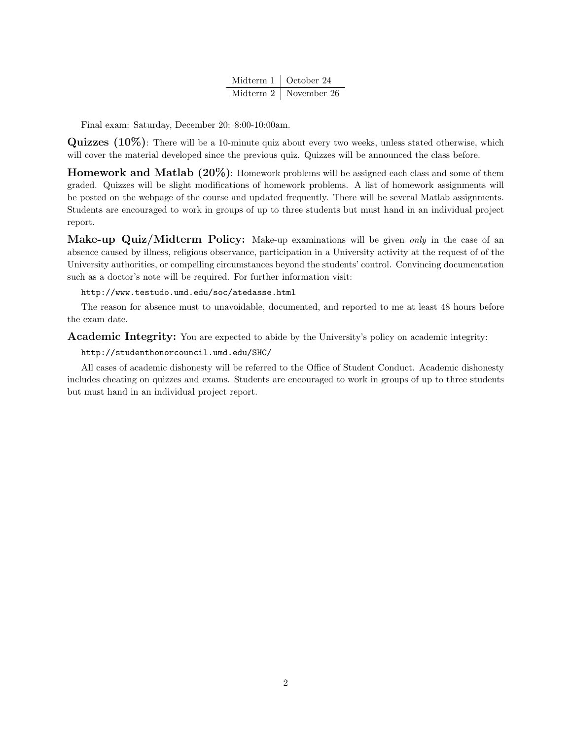| | |
|---|---|
| Midterm 1 | October 24 |
| Midterm 2 | November 26 |

Final exam: Saturday, December 20: 8:00-10:00am.

**Quizzes (10%)**: There will be a 10-minute quiz about every two weeks, unless stated otherwise, which will cover the material developed since the previous quiz. Quizzes will be announced the class before.

**Homework and Matlab (20%)**: Homework problems will be assigned each class and some of them graded. Quizzes will be slight modifications of homework problems. A list of homework assignments will be posted on the webpage of the course and updated frequently. There will be several Matlab assignments. Students are encouraged to work in groups of up to three students but must hand in an individual project report.

**Make-up Quiz/Midterm Policy:** Make-up examinations will be given *only* in the case of an absence caused by illness, religious observance, participation in a University activity at the request of of the University authorities, or compelling circumstances beyond the students' control. Convincing documentation such as a doctor's note will be required. For further information visit:

`http://www.testudo.umd.edu/soc/atedasse.html`

The reason for absence must to unavoidable, documented, and reported to me at least 48 hours before the exam date.

**Academic Integrity:** You are expected to abide by the University's policy on academic integrity:

`http://studenthonorcouncil.umd.edu/SHC/`

All cases of academic dishonesty will be referred to the Office of Student Conduct. Academic dishonesty includes cheating on quizzes and exams. Students are encouraged to work in groups of up to three students but must hand in an individual project report.